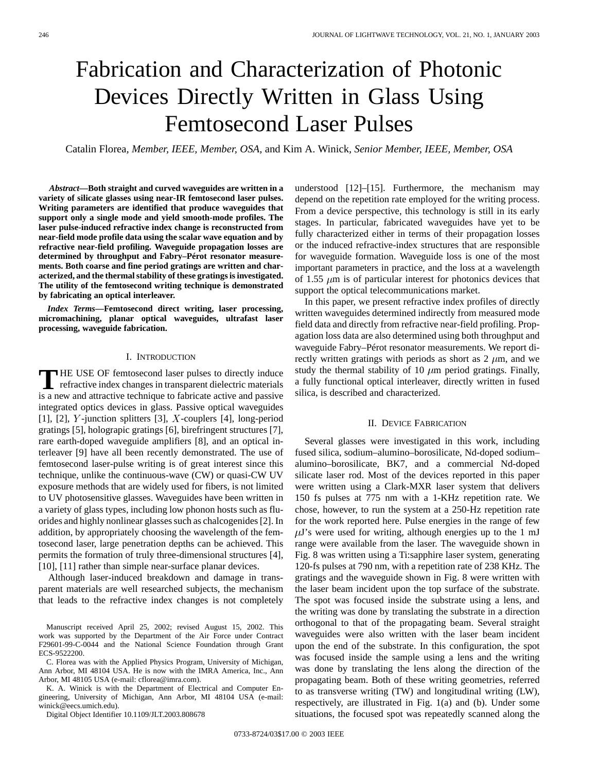# Fabrication and Characterization of Photonic Devices Directly Written in Glass Using Femtosecond Laser Pulses

Catalin Florea, *Member, IEEE, Member, OSA,* and Kim A. Winick, *Senior Member, IEEE, Member, OSA*

***Abstract*—Both straight and curved waveguides are written in a variety of silicate glasses using near-IR femtosecond laser pulses. Writing parameters are identified that produce waveguides that support only a single mode and yield smooth-mode profiles. The laser pulse-induced refractive index change is reconstructed from near-field mode profile data using the scalar wave equation and by refractive near-field profiling. Waveguide propagation losses are determined by throughput and Fabry–Pérot resonator measurements. Both coarse and fine period gratings are written and characterized, and the thermal stability of these gratings is investigated. The utility of the femtosecond writing technique is demonstrated by fabricating an optical interleaver.**

***Index Terms*—Femtosecond direct writing, laser processing, micromachining, planar optical waveguides, ultrafast laser processing, waveguide fabrication.**

## I. Introduction

The use of femtosecond laser pulses to directly induce refractive index changes in transparent dielectric materials is a new and attractive technique to fabricate active and passive integrated optics devices in glass. Passive optical waveguides [1], [2], $Y$-junction splitters [3], $X$-couplers [4], long-period gratings [5], holograpic gratings [6], birefringent structures [7], rare earth-doped waveguide amplifiers [8], and an optical interleaver [9] have all been recently demonstrated. The use of femtosecond laser-pulse writing is of great interest since this technique, unlike the continuous-wave (CW) or quasi-CW UV exposure methods that are widely used for fibers, is not limited to UV photosensitive glasses. Waveguides have been written in a variety of glass types, including low phonon hosts such as fluorides and highly nonlinear glasses such as chalcogenides [2]. In addition, by appropriately choosing the wavelength of the femtosecond laser, large penetration depths can be achieved. This permits the formation of truly three-dimensional structures [4], [10], [11] rather than simple near-surface planar devices.

Although laser-induced breakdown and damage in transparent materials are well researched subjects, the mechanism that leads to the refractive index changes is not completely understood [12]–[15]. Furthermore, the mechanism may depend on the repetition rate employed for the writing process. From a device perspective, this technology is still in its early stages. In particular, fabricated waveguides have yet to be fully characterized either in terms of their propagation losses or the induced refractive-index structures that are responsible for waveguide formation. Waveguide loss is one of the most important parameters in practice, and the loss at a wavelength of 1.55 $\mu$m is of particular interest for photonics devices that support the optical telecommunications market.

In this paper, we present refractive index profiles of directly written waveguides determined indirectly from measured mode field data and directly from refractive near-field profiling. Propagation loss data are also determined using both throughput and waveguide Fabry–Pérot resonator measurements. We report directly written gratings with periods as short as 2 $\mu$m, and we study the thermal stability of 10 $\mu$m period gratings. Finally, a fully functional optical interleaver, directly written in fused silica, is described and characterized.

## II. Device Fabrication

Several glasses were investigated in this work, including fused silica, sodium–alumino–borosilicate, Nd-doped sodium–alumino–borosilicate, BK7, and a commercial Nd-doped silicate laser rod. Most of the devices reported in this paper were written using a Clark-MXR laser system that delivers 150 fs pulses at 775 nm with a 1-KHz repetition rate. We chose, however, to run the system at a 250-Hz repetition rate for the work reported here. Pulse energies in the range of few $\mu$J's were used for writing, although energies up to the 1 mJ range were available from the laser. The waveguide shown in Fig. 8 was written using a Ti:sapphire laser system, generating 120-fs pulses at 790 nm, with a repetition rate of 238 KHz. The gratings and the waveguide shown in Fig. 8 were written with the laser beam incident upon the top surface of the substrate. The spot was focused inside the substrate using a lens, and the writing was done by translating the substrate in a direction orthogonal to that of the propagating beam. Several straight waveguides were also written with the laser beam incident upon the end of the substrate. In this configuration, the spot was focused inside the sample using a lens and the writing was done by translating the lens along the direction of the propagating beam. Both of these writing geometries, referred to as transverse writing (TW) and longitudinal writing (LW), respectively, are illustrated in Fig. 1(a) and (b). Under some situations, the focused spot was repeatedly scanned along the

Manuscript received April 25, 2002; revised August 15, 2002. This work was supported by the Department of the Air Force under Contract F29601-99-C-0044 and the National Science Foundation through Grant ECS-9522200.

C. Florea was with the Applied Physics Program, University of Michigan, Ann Arbor, MI 48104 USA. He is now with the IMRA America, Inc., Ann Arbor, MI 48105 USA (e-mail: cflorea@imra.com).

K. A. Winick is with the Department of Electrical and Computer Engineering, University of Michigan, Ann Arbor, MI 48104 USA (e-mail: winick@eecs.umich.edu).

Digital Object Identifier 10.1109/JLT.2003.808678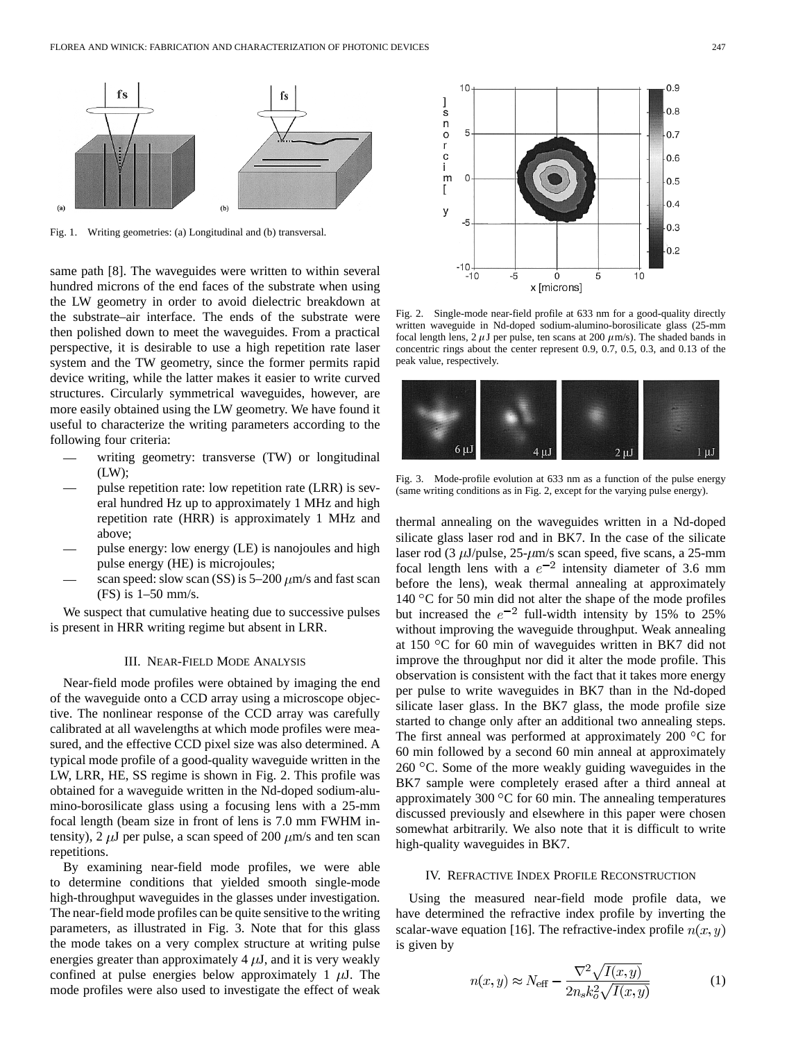Fig. 1. Writing geometries: (a) Longitudinal and (b) transversal.

same path [8]. The waveguides were written to within several hundred microns of the end faces of the substrate when using the LW geometry in order to avoid dielectric breakdown at the substrate–air interface. The ends of the substrate were then polished down to meet the waveguides. From a practical perspective, it is desirable to use a high repetition rate laser system and the TW geometry, since the former permits rapid device writing, while the latter makes it easier to write curved structures. Circularly symmetrical waveguides, however, are more easily obtained using the LW geometry. We have found it useful to characterize the writing parameters according to the following four criteria:

- writing geometry: transverse (TW) or longitudinal (LW);
- pulse repetition rate: low repetition rate (LRR) is several hundred Hz up to approximately 1 MHz and high repetition rate (HRR) is approximately 1 MHz and above;
- pulse energy: low energy (LE) is nanojoules and high pulse energy (HE) is microjoules;
- scan speed: slow scan (SS) is 5–200 $\mu$m/s and fast scan (FS) is 1–50 mm/s.

We suspect that cumulative heating due to successive pulses is present in HRR writing regime but absent in LRR.

## III. Near-Field Mode Analysis

Near-field mode profiles were obtained by imaging the end of the waveguide onto a CCD array using a microscope objective. The nonlinear response of the CCD array was carefully calibrated at all wavelengths at which mode profiles were measured, and the effective CCD pixel size was also determined. A typical mode profile of a good-quality waveguide written in the LW, LRR, HE, SS regime is shown in Fig. 2. This profile was obtained for a waveguide written in the Nd-doped sodium-alumino-borosilicate glass using a focusing lens with a 25-mm focal length (beam size in front of lens is 7.0 mm FWHM intensity), 2 $\mu$J per pulse, a scan speed of 200 $\mu$m/s and ten scan repetitions.

By examining near-field mode profiles, we were able to determine conditions that yielded smooth single-mode high-throughput waveguides in the glasses under investigation. The near-field mode profiles can be quite sensitive to the writing parameters, as illustrated in Fig. 3. Note that for this glass the mode takes on a very complex structure at writing pulse energies greater than approximately 4 $\mu$J, and it is very weakly confined at pulse energies below approximately 1 $\mu$J. The mode profiles were also used to investigate the effect of weak thermal annealing on the waveguides written in a Nd-doped silicate glass laser rod and in BK7. In the case of the silicate laser rod (3 $\mu$J/pulse, 25-$\mu$m/s scan speed, five scans, a 25-mm focal length lens with a $e^{-2}$ intensity diameter of 3.6 mm before the lens), weak thermal annealing at approximately 140 °C for 50 min did not alter the shape of the mode profiles but increased the $e^{-2}$ full-width intensity by 15% to 25% without improving the waveguide throughput. Weak annealing at 150 °C for 60 min of waveguides written in BK7 did not improve the throughput nor did it alter the mode profile. This observation is consistent with the fact that it takes more energy per pulse to write waveguides in BK7 than in the Nd-doped silicate laser glass. In the BK7 glass, the mode profile size started to change only after an additional two annealing steps. The first anneal was performed at approximately 200 °C for 60 min followed by a second 60 min anneal at approximately 260 °C. Some of the more weakly guiding waveguides in the BK7 sample were completely erased after a third anneal at approximately 300 °C for 60 min. The annealing temperatures discussed previously and elsewhere in this paper were chosen somewhat arbitrarily. We also note that it is difficult to write high-quality waveguides in BK7.

Fig. 2. Single-mode near-field profile at 633 nm for a good-quality directly written waveguide in Nd-doped sodium-alumino-borosilicate glass (25-mm focal length lens, 2 $\mu$J per pulse, ten scans at 200 $\mu$m/s). The shaded bands in concentric rings about the center represent 0.9, 0.7, 0.5, 0.3, and 0.13 of the peak value, respectively.

Fig. 3. Mode-profile evolution at 633 nm as a function of the pulse energy (same writing conditions as in Fig. 2, except for the varying pulse energy).

## IV. Refractive Index Profile Reconstruction

Using the measured near-field mode profile data, we have determined the refractive index profile by inverting the scalar-wave equation [16]. The refractive-index profile $n(x, y)$ is given by

$$n(x, y) \approx N_{\text{eff}} - \frac{\nabla^2 \sqrt{I(x, y)}}{2 n_s k_o^2 \sqrt{I(x, y)}} \tag{1}$$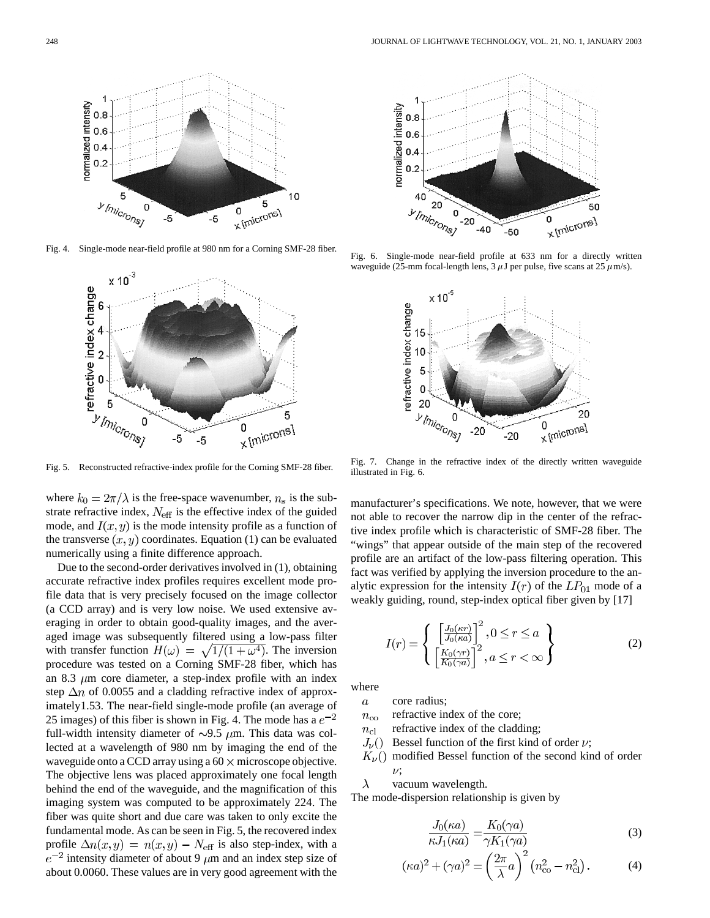Fig. 4. Single-mode near-field profile at 980 nm for a Corning SMF-28 fiber.

Fig. 5. Reconstructed refractive-index profile for the Corning SMF-28 fiber.

Fig. 6. Single-mode near-field profile at 633 nm for a directly written waveguide (25-mm focal-length lens, 3 $\mu$J per pulse, five scans at 25 $\mu$m/s).

Fig. 7. Change in the refractive index of the directly written waveguide illustrated in Fig. 6.

where $k_0 = 2\pi/\lambda$ is the free-space wavenumber, $n_s$ is the substrate refractive index, $N_{\text{eff}}$ is the effective index of the guided mode, and $I(x, y)$ is the mode intensity profile as a function of the transverse $(x, y)$ coordinates. Equation (1) can be evaluated numerically using a finite difference approach.

Due to the second-order derivatives involved in (1), obtaining accurate refractive index profiles requires excellent mode profile data that is very precisely focused on the image collector (a CCD array) and is very low noise. We used extensive averaging in order to obtain good-quality images, and the averaged image was subsequently filtered using a low-pass filter with transfer function $H(\omega) = \sqrt{1/(1+\omega^4)}$. The inversion procedure was tested on a Corning SMF-28 fiber, which has an 8.3 $\mu$m core diameter, a step-index profile with an index step $\Delta n$ of 0.0055 and a cladding refractive index of approximately1.53. The near-field single-mode profile (an average of 25 images) of this fiber is shown in Fig. 4. The mode has a $e^{-2}$ full-width intensity diameter of $\sim$9.5 $\mu$m. This data was collected at a wavelength of 980 nm by imaging the end of the waveguide onto a CCD array using a 60 $\times$ microscope objective. The objective lens was placed approximately one focal length behind the end of the waveguide, and the magnification of this imaging system was computed to be approximately 224. The fiber was quite short and due care was taken to only excite the fundamental mode. As can be seen in Fig. 5, the recovered index profile $\Delta n(x, y) = n(x, y) - N_{\text{eff}}$ is also step-index, with a $e^{-2}$ intensity diameter of about 9 $\mu$m and an index step size of about 0.0060. These values are in very good agreement with the manufacturer's specifications. We note, however, that we were not able to recover the narrow dip in the center of the refractive index profile which is characteristic of SMF-28 fiber. The "wings" that appear outside of the main step of the recovered profile are an artifact of the low-pass filtering operation. This fact was verified by applying the inversion procedure to the analytic expression for the intensity $I(r)$ of the $LP_{01}$ mode of a weakly guiding, round, step-index optical fiber given by [17]

$$I(r) = \left\{ \begin{array}{l} \left[\frac{J_0(\kappa r)}{J_0(\kappa a)}\right]^2, 0 \le r \le a \\ \left[\frac{K_0(\gamma r)}{K_0(\gamma a)}\right]^2, a \le r < \infty \end{array} \right\} \tag{2}$$

where

- $a$ core radius;
- $n_{\text{co}}$ refractive index of the core;
- $n_{\text{cl}}$ refractive index of the cladding;
- $J_\nu()$ Bessel function of the first kind of order $\nu$;
- $K_\nu()$ modified Bessel function of the second kind of order $\nu$;
- $\lambda$ vacuum wavelength.

The mode-dispersion relationship is given by

$$\frac{J_0(\kappa a)}{\kappa J_1(\kappa a)} = \frac{K_0(\gamma a)}{\gamma K_1(\gamma a)} \tag{3}$$

$$(\kappa a)^2 + (\gamma a)^2 = \left(\frac{2\pi}{\lambda} a\right)^2 \left(n_{\text{co}}^2 - n_{\text{cl}}^2\right). \tag{4}$$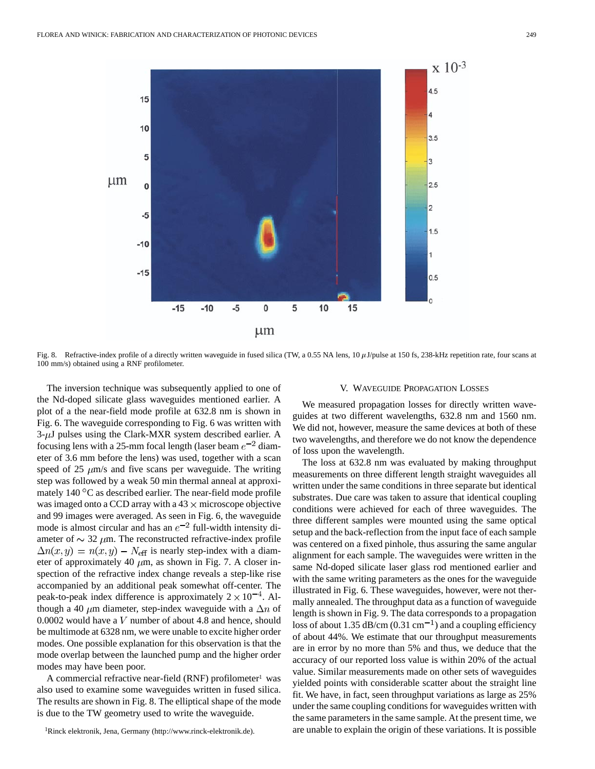Fig. 8. Refractive-index profile of a directly written waveguide in fused silica (TW, a 0.55 NA lens, 10 $\mu$J/pulse at 150 fs, 238-kHz repetition rate, four scans at 100 mm/s) obtained using a RNF profilometer.

The inversion technique was subsequently applied to one of the Nd-doped silicate glass waveguides mentioned earlier. A plot of a the near-field mode profile at 632.8 nm is shown in Fig. 6. The waveguide corresponding to Fig. 6 was written with 3-$\mu$J pulses using the Clark-MXR system described earlier. A focusing lens with a 25-mm focal length (laser beam $e^{-2}$ diameter of 3.6 mm before the lens) was used, together with a scan speed of 25 $\mu$m/s and five scans per waveguide. The writing step was followed by a weak 50 min thermal anneal at approximately 140 °C as described earlier. The near-field mode profile was imaged onto a CCD array with a 43 $\times$ microscope objective and 99 images were averaged. As seen in Fig. 6, the waveguide mode is almost circular and has an $e^{-2}$ full-width intensity diameter of $\sim$ 32 $\mu$m. The reconstructed refractive-index profile $\Delta n(x,y) = n(x,y) - N_{\text{eff}}$ is nearly step-index with a diameter of approximately 40 $\mu$m, as shown in Fig. 7. A closer inspection of the refractive index change reveals a step-like rise accompanied by an additional peak somewhat off-center. The peak-to-peak index difference is approximately $2 \times 10^{-4}$. Although a 40 $\mu$m diameter, step-index waveguide with a $\Delta n$ of 0.0002 would have a $V$ number of about 4.8 and hence, should be multimode at 6328 nm, we were unable to excite higher order modes. One possible explanation for this observation is that the mode overlap between the launched pump and the higher order modes may have been poor.

A commercial refractive near-field (RNF) profilometer[1] was also used to examine some waveguides written in fused silica. The results are shown in Fig. 8. The elliptical shape of the mode is due to the TW geometry used to write the waveguide.

[1] Rinck elektronik, Jena, Germany (http://www.rinck-elektronik.de).

## V. Waveguide Propagation Losses

We measured propagation losses for directly written waveguides at two different wavelengths, 632.8 nm and 1560 nm. We did not, however, measure the same devices at both of these two wavelengths, and therefore we do not know the dependence of loss upon the wavelength.

The loss at 632.8 nm was evaluated by making throughput measurements on three different length straight waveguides all written under the same conditions in three separate but identical substrates. Due care was taken to assure that identical coupling conditions were achieved for each of three waveguides. The three different samples were mounted using the same optical setup and the back-reflection from the input face of each sample was centered on a fixed pinhole, thus assuring the same angular alignment for each sample. The waveguides were written in the same Nd-doped silicate laser glass rod mentioned earlier and with the same writing parameters as the ones for the waveguide illustrated in Fig. 6. These waveguides, however, were not thermally annealed. The throughput data as a function of waveguide length is shown in Fig. 9. The data corresponds to a propagation loss of about 1.35 dB/cm (0.31 cm$^{-1}$) and a coupling efficiency of about 44%. We estimate that our throughput measurements are in error by no more than 5% and thus, we deduce that the accuracy of our reported loss value is within 20% of the actual value. Similar measurements made on other sets of waveguides yielded points with considerable scatter about the straight line fit. We have, in fact, seen throughput variations as large as 25% under the same coupling conditions for waveguides written with the same parameters in the same sample. At the present time, we are unable to explain the origin of these variations. It is possible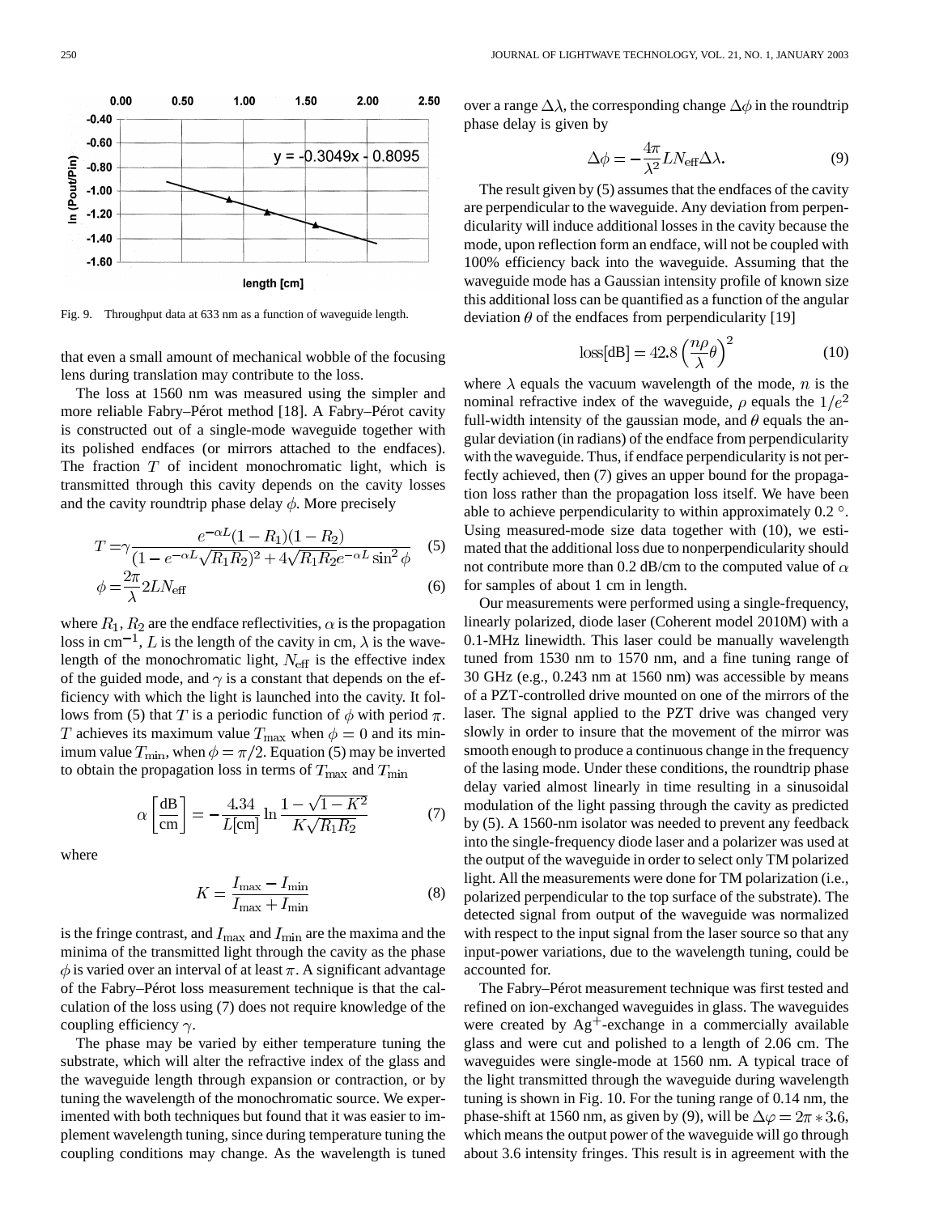Fig. 9. Throughput data at 633 nm as a function of waveguide length.

that even a small amount of mechanical wobble of the focusing lens during translation may contribute to the loss.

The loss at 1560 nm was measured using the simpler and more reliable Fabry–Pérot method [18]. A Fabry–Pérot cavity is constructed out of a single-mode waveguide together with its polished endfaces (or mirrors attached to the endfaces). The fraction $T$ of incident monochromatic light, which is transmitted through this cavity depends on the cavity losses and the cavity roundtrip phase delay $\phi$. More precisely

$$T = \gamma \frac{e^{-\alpha L}(1-R_1)(1-R_2)}{(1-e^{-\alpha L}\sqrt{R_1 R_2})^2 + 4\sqrt{R_1 R_2}e^{-\alpha L}\sin^2\phi} \quad (5)$$

$$\phi = \frac{2\pi}{\lambda} 2LN_{\text{eff}} \quad (6)$$

where $R_1$, $R_2$ are the endface reflectivities, $\alpha$ is the propagation loss in $\text{cm}^{-1}$, $L$ is the length of the cavity in cm, $\lambda$ is the wavelength of the monochromatic light, $N_{\text{eff}}$ is the effective index of the guided mode, and $\gamma$ is a constant that depends on the efficiency with which the light is launched into the cavity. It follows from (5) that $T$ is a periodic function of $\phi$ with period $\pi$. $T$ achieves its maximum value $T_{\max}$ when $\phi = 0$ and its minimum value $T_{\min}$, when $\phi = \pi/2$. Equation (5) may be inverted to obtain the propagation loss in terms of $T_{\max}$ and $T_{\min}$

$$\alpha\left[\frac{\text{dB}}{\text{cm}}\right] = -\frac{4.34}{L[\text{cm}]}\ln\frac{1-\sqrt{1-K^2}}{K\sqrt{R_1 R_2}} \quad (7)$$

where

$$K = \frac{I_{\max} - I_{\min}}{I_{\max} + I_{\min}} \quad (8)$$

is the fringe contrast, and $I_{\max}$ and $I_{\min}$ are the maxima and the minima of the transmitted light through the cavity as the phase $\phi$ is varied over an interval of at least $\pi$. A significant advantage of the Fabry–Pérot loss measurement technique is that the calculation of the loss using (7) does not require knowledge of the coupling efficiency $\gamma$.

The phase may be varied by either temperature tuning the substrate, which will alter the refractive index of the glass and the waveguide length through expansion or contraction, or by tuning the wavelength of the monochromatic source. We experimented with both techniques but found that it was easier to implement wavelength tuning, since during temperature tuning the coupling conditions may change. As the wavelength is tuned over a range $\Delta\lambda$, the corresponding change $\Delta\phi$ in the roundtrip phase delay is given by

$$\Delta\phi = -\frac{4\pi}{\lambda^2}LN_{\text{eff}}\Delta\lambda. \quad (9)$$

The result given by (5) assumes that the endfaces of the cavity are perpendicular to the waveguide. Any deviation from perpendicularity will induce additional losses in the cavity because the mode, upon reflection form an endface, will not be coupled with 100% efficiency back into the waveguide. Assuming that the waveguide mode has a Gaussian intensity profile of known size this additional loss can be quantified as a function of the angular deviation $\theta$ of the endfaces from perpendicularity [19]

$$\text{loss[dB]} = 42.8\left(\frac{n\rho}{\lambda}\theta\right)^2 \quad (10)$$

where $\lambda$ equals the vacuum wavelength of the mode, $n$ is the nominal refractive index of the waveguide, $\rho$ equals the $1/e^2$ full-width intensity of the gaussian mode, and $\theta$ equals the angular deviation (in radians) of the endface from perpendicularity with the waveguide. Thus, if endface perpendicularity is not perfectly achieved, then (7) gives an upper bound for the propagation loss rather than the propagation loss itself. We have been able to achieve perpendicularity to within approximately 0.2 °. Using measured-mode size data together with (10), we estimated that the additional loss due to nonperpendicularity should not contribute more than 0.2 dB/cm to the computed value of $\alpha$ for samples of about 1 cm in length.

Our measurements were performed using a single-frequency, linearly polarized, diode laser (Coherent model 2010M) with a 0.1-MHz linewidth. This laser could be manually wavelength tuned from 1530 nm to 1570 nm, and a fine tuning range of 30 GHz (e.g., 0.243 nm at 1560 nm) was accessible by means of a PZT-controlled drive mounted on one of the mirrors of the laser. The signal applied to the PZT drive was changed very slowly in order to insure that the movement of the mirror was smooth enough to produce a continuous change in the frequency of the lasing mode. Under these conditions, the roundtrip phase delay varied almost linearly in time resulting in a sinusoidal modulation of the light passing through the cavity as predicted by (5). A 1560-nm isolator was needed to prevent any feedback into the single-frequency diode laser and a polarizer was used at the output of the waveguide in order to select only TM polarized light. All the measurements were done for TM polarization (i.e., polarized perpendicular to the top surface of the substrate). The detected signal from output of the waveguide was normalized with respect to the input signal from the laser source so that any input-power variations, due to the wavelength tuning, could be accounted for.

The Fabry–Pérot measurement technique was first tested and refined on ion-exchanged waveguides in glass. The waveguides were created by $Ag^{+}$-exchange in a commercially available glass and were cut and polished to a length of 2.06 cm. The waveguides were single-mode at 1560 nm. A typical trace of the light transmitted through the waveguide during wavelength tuning is shown in Fig. 10. For the tuning range of 0.14 nm, the phase-shift at 1560 nm, as given by (9), will be $\Delta\varphi = 2\pi * 3.6$, which means the output power of the waveguide will go through about 3.6 intensity fringes. This result is in agreement with the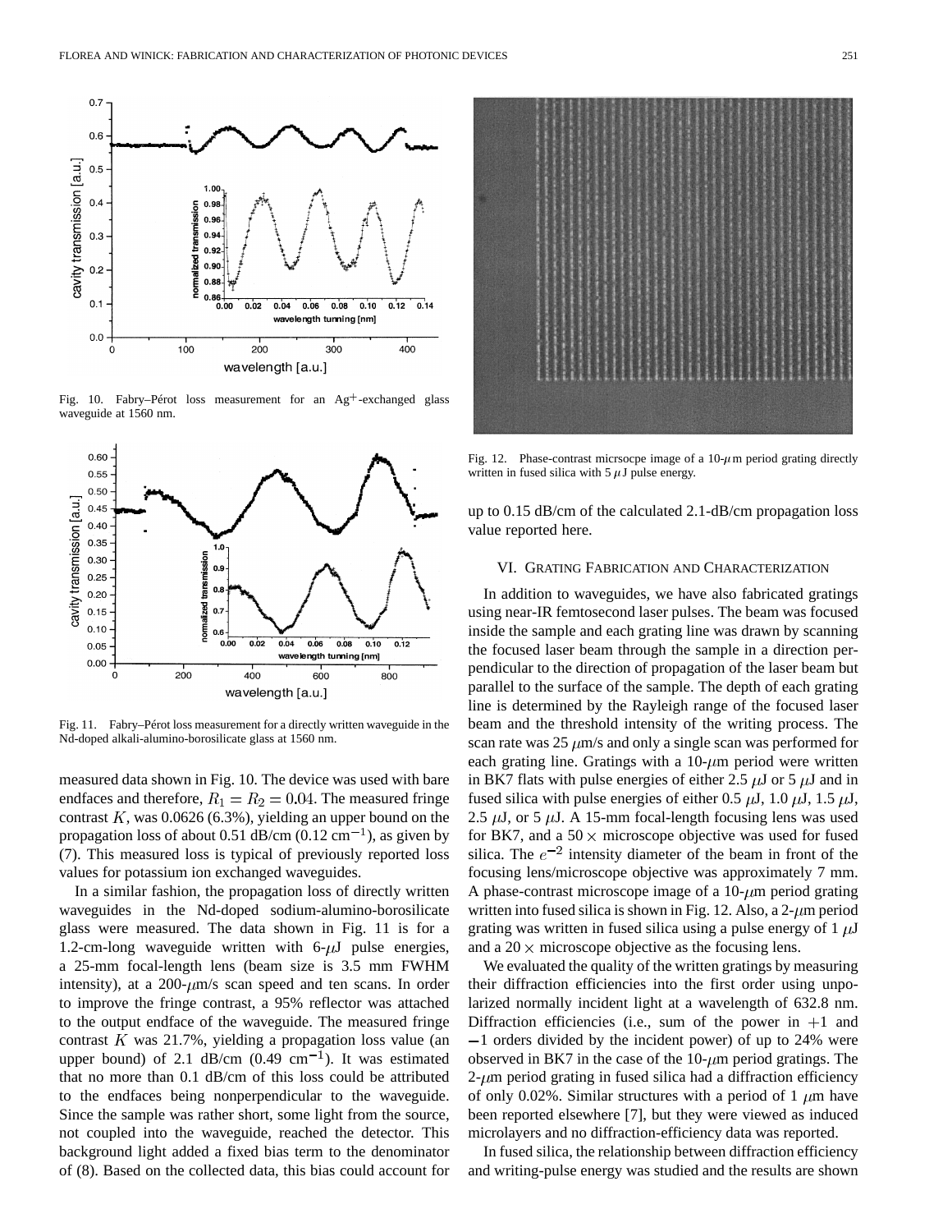Fig. 10. Fabry–Pérot loss measurement for an $Ag^{+}$-exchanged glass waveguide at 1560 nm.

Fig. 11. Fabry–Pérot loss measurement for a directly written waveguide in the Nd-doped alkali-alumino-borosilicate glass at 1560 nm.

measured data shown in Fig. 10. The device was used with bare endfaces and therefore, $R_1 = R_2 = 0.04$. The measured fringe contrast $K$, was 0.0626 (6.3%), yielding an upper bound on the propagation loss of about 0.51 dB/cm (0.12 $\text{cm}^{-1}$), as given by (7). This measured loss is typical of previously reported loss values for potassium ion exchanged waveguides.

In a similar fashion, the propagation loss of directly written waveguides in the Nd-doped sodium-alumino-borosilicate glass were measured. The data shown in Fig. 11 is for a 1.2-cm-long waveguide written with 6-$\mu$J pulse energies, a 25-mm focal-length lens (beam size is 3.5 mm FWHM intensity), at a 200-$\mu$m/s scan speed and ten scans. In order to improve the fringe contrast, a 95% reflector was attached to the output endface of the waveguide. The measured fringe contrast $K$ was 21.7%, yielding a propagation loss value (an upper bound) of 2.1 dB/cm (0.49 $\text{cm}^{-1}$). It was estimated that no more than 0.1 dB/cm of this loss could be attributed to the endfaces being nonperpendicular to the waveguide. Since the sample was rather short, some light from the source, not coupled into the waveguide, reached the detector. This background light added a fixed bias term to the denominator of (8). Based on the collected data, this bias could account for up to 0.15 dB/cm of the calculated 2.1-dB/cm propagation loss value reported here.

Fig. 12. Phase-contrast micrsocpe image of a 10-$\mu$m period grating directly written in fused silica with 5 $\mu$J pulse energy.

## VI. Grating Fabrication and Characterization

In addition to waveguides, we have also fabricated gratings using near-IR femtosecond laser pulses. The beam was focused inside the sample and each grating line was drawn by scanning the focused laser beam through the sample in a direction perpendicular to the direction of propagation of the laser beam but parallel to the surface of the sample. The depth of each grating line is determined by the Rayleigh range of the focused laser beam and the threshold intensity of the writing process. The scan rate was 25 $\mu$m/s and only a single scan was performed for each grating line. Gratings with a 10-$\mu$m period were written in BK7 flats with pulse energies of either 2.5 $\mu$J or 5 $\mu$J and in fused silica with pulse energies of either 0.5 $\mu$J, 1.0 $\mu$J, 1.5 $\mu$J, 2.5 $\mu$J, or 5 $\mu$J. A 15-mm focal-length focusing lens was used for BK7, and a 50 $\times$ microscope objective was used for fused silica. The $e^{-2}$ intensity diameter of the beam in front of the focusing lens/microscope objective was approximately 7 mm. A phase-contrast microscope image of a 10-$\mu$m period grating written into fused silica is shown in Fig. 12. Also, a 2-$\mu$m period grating was written in fused silica using a pulse energy of 1 $\mu$J and a 20 $\times$ microscope objective as the focusing lens.

We evaluated the quality of the written gratings by measuring their diffraction efficiencies into the first order using unpolarized normally incident light at a wavelength of 632.8 nm. Diffraction efficiencies (i.e., sum of the power in $+1$ and $-1$ orders divided by the incident power) of up to 24% were observed in BK7 in the case of the 10-$\mu$m period gratings. The 2-$\mu$m period grating in fused silica had a diffraction efficiency of only 0.02%. Similar structures with a period of 1 $\mu$m have been reported elsewhere [7], but they were viewed as induced microlayers and no diffraction-efficiency data was reported.

In fused silica, the relationship between diffraction efficiency and writing-pulse energy was studied and the results are shown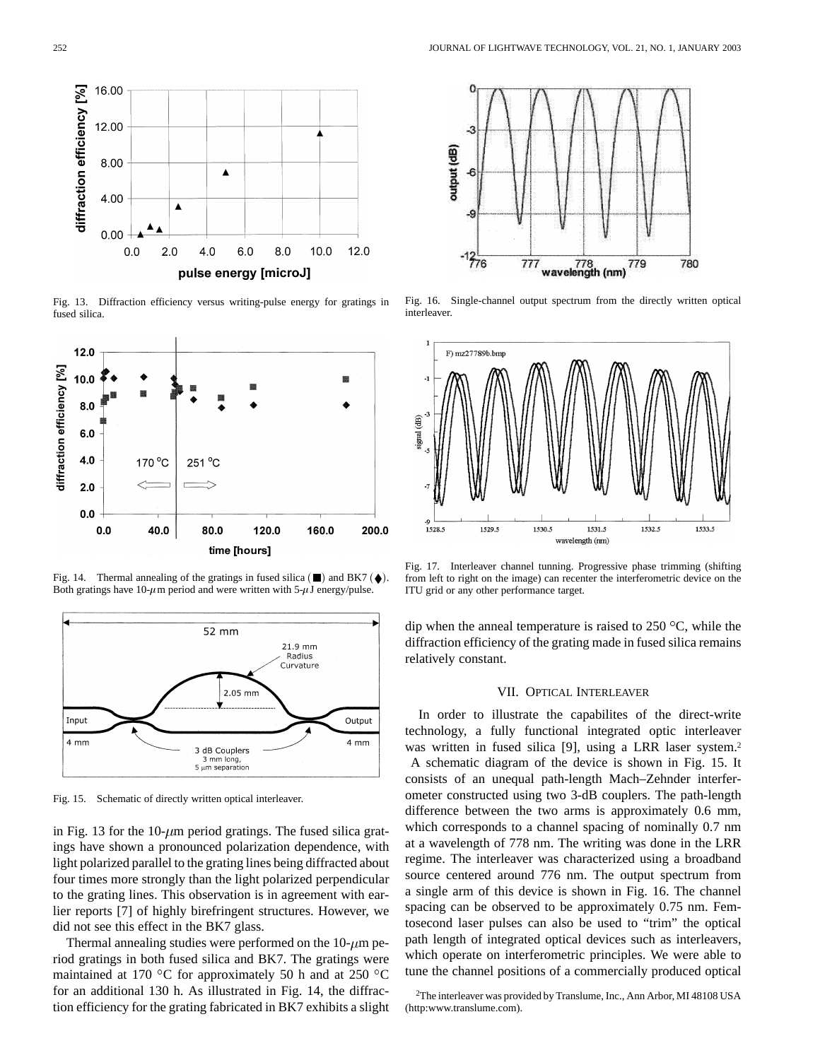Fig. 13. Diffraction efficiency versus writing-pulse energy for gratings in fused silica.

Fig. 14. Thermal annealing of the gratings in fused silica (■) and BK7 (♦). Both gratings have 10-$\mu$m period and were written with 5-$\mu$J energy/pulse.

Fig. 15. Schematic of directly written optical interleaver.

in Fig. 13 for the 10-$\mu$m period gratings. The fused silica gratings have shown a pronounced polarization dependence, with light polarized parallel to the grating lines being diffracted about four times more strongly than the light polarized perpendicular to the grating lines. This observation is in agreement with earlier reports [7] of highly birefringent structures. However, we did not see this effect in the BK7 glass.

Thermal annealing studies were performed on the 10-$\mu$m period gratings in both fused silica and BK7. The gratings were maintained at 170 °C for approximately 50 h and at 250 °C for an additional 130 h. As illustrated in Fig. 14, the diffraction efficiency for the grating fabricated in BK7 exhibits a slight dip when the anneal temperature is raised to 250 °C, while the diffraction efficiency of the grating made in fused silica remains relatively constant.

Fig. 16. Single-channel output spectrum from the directly written optical interleaver.

Fig. 17. Interleaver channel tunning. Progressive phase trimming (shifting from left to right on the image) can recenter the interferometric device on the ITU grid or any other performance target.

## VII. Optical Interleaver

In order to illustrate the capabilites of the direct-write technology, a fully functional integrated optic interleaver was written in fused silica [9], using a LRR laser system.[2] A schematic diagram of the device is shown in Fig. 15. It consists of an unequal path-length Mach–Zehnder interferometer constructed using two 3-dB couplers. The path-length difference between the two arms is approximately 0.6 mm, which corresponds to a channel spacing of nominally 0.7 nm at a wavelength of 778 nm. The writing was done in the LRR regime. The interleaver was characterized using a broadband source centered around 776 nm. The output spectrum from a single arm of this device is shown in Fig. 16. The channel spacing can be observed to be approximately 0.75 nm. Femtosecond laser pulses can also be used to "trim" the optical path length of integrated optical devices such as interleavers, which operate on interferometric principles. We were able to tune the channel positions of a commercially produced optical

[2] The interleaver was provided by Translume, Inc., Ann Arbor, MI 48108 USA (http:www.translume.com).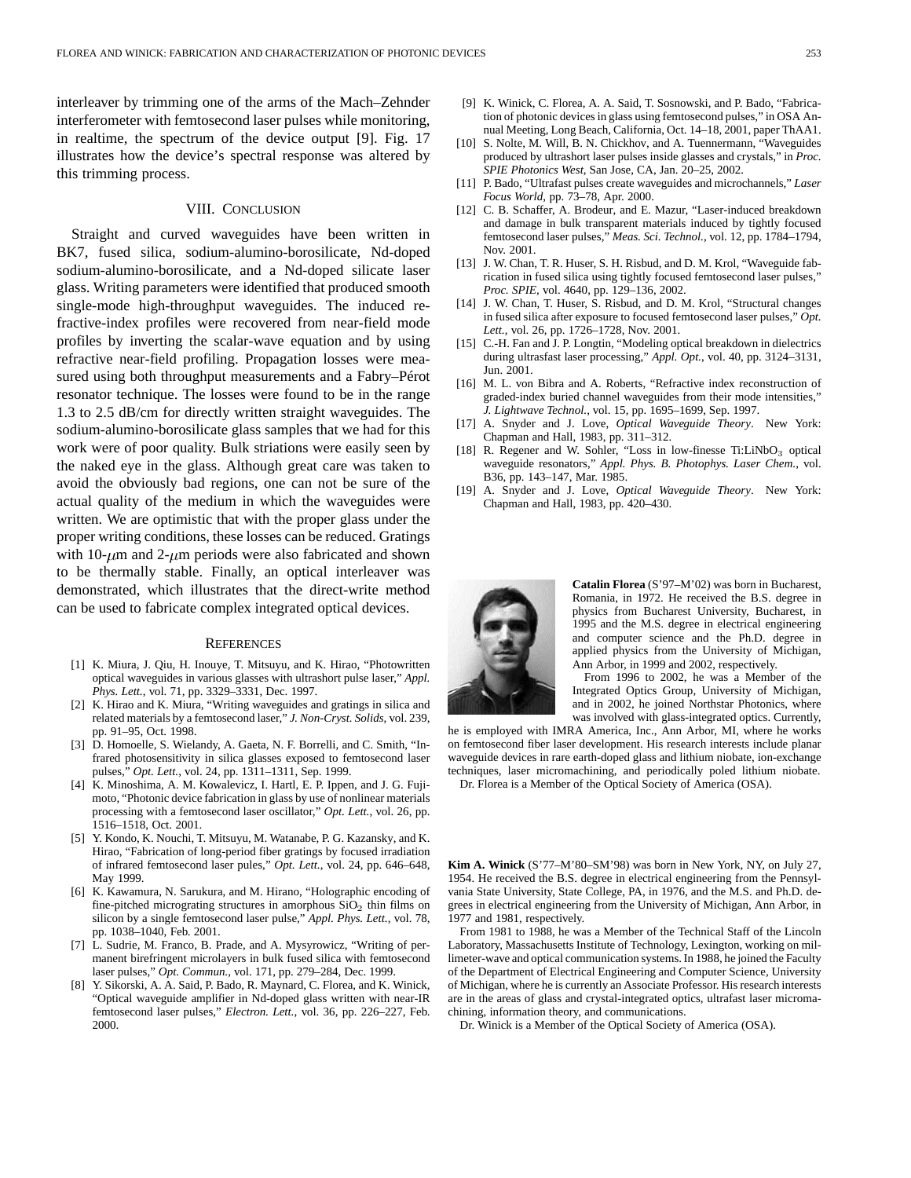interleaver by trimming one of the arms of the Mach–Zehnder interferometer with femtosecond laser pulses while monitoring, in realtime, the spectrum of the device output [9]. Fig. 17 illustrates how the device's spectral response was altered by this trimming process.

## VIII. Conclusion

Straight and curved waveguides have been written in BK7, fused silica, sodium-alumino-borosilicate, Nd-doped sodium-alumino-borosilicate, and a Nd-doped silicate laser glass. Writing parameters were identified that produced smooth single-mode high-throughput waveguides. The induced refractive-index profiles were recovered from near-field mode profiles by inverting the scalar-wave equation and by using refractive near-field profiling. Propagation losses were measured using both throughput measurements and a Fabry–Pérot resonator technique. The losses were found to be in the range 1.3 to 2.5 dB/cm for directly written straight waveguides. The sodium-alumino-borosilicate glass samples that we had for this work were of poor quality. Bulk striations were easily seen by the naked eye in the glass. Although great care was taken to avoid the obviously bad regions, one can not be sure of the actual quality of the medium in which the waveguides were written. We are optimistic that with the proper glass under the proper writing conditions, these losses can be reduced. Gratings with 10-$\mu$m and 2-$\mu$m periods were also fabricated and shown to be thermally stable. Finally, an optical interleaver was demonstrated, which illustrates that the direct-write method can be used to fabricate complex integrated optical devices.

## References

[1] K. Miura, J. Qiu, H. Inouye, T. Mitsuyu, and K. Hirao, "Photowritten optical waveguides in various glasses with ultrashort pulse laser," *Appl. Phys. Lett.*, vol. 71, pp. 3329–3331, Dec. 1997.

[2] K. Hirao and K. Miura, "Writing waveguides and gratings in silica and related materials by a femtosecond laser," *J. Non-Cryst. Solids*, vol. 239, pp. 91–95, Oct. 1998.

[3] D. Homoelle, S. Wielandy, A. Gaeta, N. F. Borrelli, and C. Smith, "Infrared photosensitivity in silica glasses exposed to femtosecond laser pulses," *Opt. Lett.*, vol. 24, pp. 1311–1311, Sep. 1999.

[4] K. Minoshima, A. M. Kowalevicz, I. Hartl, E. P. Ippen, and J. G. Fujimoto, "Photonic device fabrication in glass by use of nonlinear materials processing with a femtosecond laser oscillator," *Opt. Lett.*, vol. 26, pp. 1516–1518, Oct. 2001.

[5] Y. Kondo, K. Nouchi, T. Mitsuyu, M. Watanabe, P. G. Kazansky, and K. Hirao, "Fabrication of long-period fiber gratings by focused irradiation of infrared femtosecond laser pules," *Opt. Lett.*, vol. 24, pp. 646–648, May 1999.

[6] K. Kawamura, N. Sarukura, and M. Hirano, "Holographic encoding of fine-pitched micrograting structures in amorphous $SiO_2$ thin films on silicon by a single femtosecond laser pulse," *Appl. Phys. Lett.*, vol. 78, pp. 1038–1040, Feb. 2001.

[7] L. Sudrie, M. Franco, B. Prade, and A. Mysyrowicz, "Writing of permanent birefringent microlayers in bulk fused silica with femtosecond laser pulses," *Opt. Commun.*, vol. 171, pp. 279–284, Dec. 1999.

[8] Y. Sikorski, A. A. Said, P. Bado, R. Maynard, C. Florea, and K. Winick, "Optical waveguide amplifier in Nd-doped glass written with near-IR femtosecond laser pulses," *Electron. Lett.*, vol. 36, pp. 226–227, Feb. 2000.

[9] K. Winick, C. Florea, A. A. Said, T. Sosnowski, and P. Bado, "Fabrication of photonic devices in glass using femtosecond pulses," in OSA Annual Meeting, Long Beach, California, Oct. 14–18, 2001, paper ThAA1.

[10] S. Nolte, M. Will, B. N. Chickhov, and A. Tuennermann, "Waveguides produced by ultrashort laser pulses inside glasses and crystals," in *Proc. SPIE Photonics West*, San Jose, CA, Jan. 20–25, 2002.

[11] P. Bado, "Ultrafast pulses create waveguides and microchannels," *Laser Focus World*, pp. 73–78, Apr. 2000.

[12] C. B. Schaffer, A. Brodeur, and E. Mazur, "Laser-induced breakdown and damage in bulk transparent materials induced by tightly focused femtosecond laser pulses," *Meas. Sci. Technol.*, vol. 12, pp. 1784–1794, Nov. 2001.

[13] J. W. Chan, T. R. Huser, S. H. Risbud, and D. M. Krol, "Waveguide fabrication in fused silica using tightly focused femtosecond laser pulses," *Proc. SPIE*, vol. 4640, pp. 129–136, 2002.

[14] J. W. Chan, T. Huser, S. Risbud, and D. M. Krol, "Structural changes in fused silica after exposure to focused femtosecond laser pulses," *Opt. Lett.*, vol. 26, pp. 1726–1728, Nov. 2001.

[15] C.-H. Fan and J. P. Longtin, "Modeling optical breakdown in dielectrics during ultrafast laser processing," *Appl. Opt.*, vol. 40, pp. 3124–3131, Jun. 2001.

[16] M. L. von Bibra and A. Roberts, "Refractive index reconstruction of graded-index buried channel waveguides from their mode intensities," *J. Lightwave Technol.*, vol. 15, pp. 1695–1699, Sep. 1997.

[17] A. Snyder and J. Love, *Optical Waveguide Theory*. New York: Chapman and Hall, 1983, pp. 311–312.

[18] R. Regener and W. Sohler, "Loss in low-finesse Ti:Li$NbO_3$ optical waveguide resonators," *Appl. Phys. B. Photophys. Laser Chem.*, vol. B36, pp. 143–147, Mar. 1985.

[19] A. Snyder and J. Love, *Optical Waveguide Theory*. New York: Chapman and Hall, 1983, pp. 420–430.

**Catalin Florea** (S'97–M'02) was born in Bucharest, Romania, in 1972. He received the B.S. degree in physics from Bucharest University, Bucharest, in 1995 and the M.S. degree in electrical engineering and computer science and the Ph.D. degree in applied physics from the University of Michigan, Ann Arbor, in 1999 and 2002, respectively.

From 1996 to 2002, he was a Member of the Integrated Optics Group, University of Michigan, and in 2002, he joined Northstar Photonics, where was involved with glass-integrated optics. Currently, he is employed with IMRA America, Inc., Ann Arbor, MI, where he works on femtosecond fiber laser development. His research interests include planar waveguide devices in rare earth-doped glass and lithium niobate, ion-exchange techniques, laser micromachining, and periodically poled lithium niobate.

Dr. Florea is a Member of the Optical Society of America (OSA).

**Kim A. Winick** (S'77–M'80–SM'98) was born in New York, NY, on July 27, 1954. He received the B.S. degree in electrical engineering from the Pennsylvania State University, State College, PA, in 1976, and the M.S. and Ph.D. degrees in electrical engineering from the University of Michigan, Ann Arbor, in 1977 and 1981, respectively.

From 1981 to 1988, he was a Member of the Technical Staff of the Lincoln Laboratory, Massachusetts Institute of Technology, Lexington, working on millimeter-wave and optical communication systems. In 1988, he joined the Faculty of the Department of Electrical Engineering and Computer Science, University of Michigan, where he is currently an Associate Professor. His research interests are in the areas of glass and crystal-integrated optics, ultrafast laser micromachining, information theory, and communications.

Dr. Winick is a Member of the Optical Society of America (OSA).